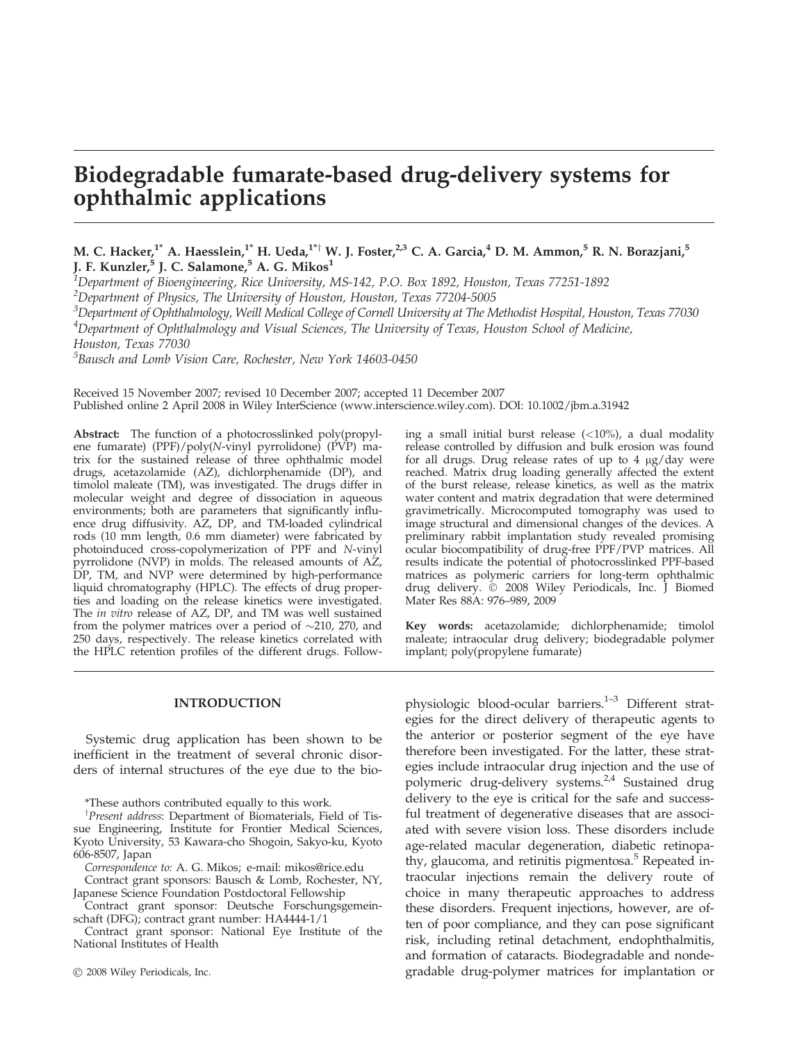# Biodegradable fumarate-based drug-delivery systems for ophthalmic applications

**M. C. Hacker,[1*] A. Haesslein,[1*] H. Ueda,[1*†] W. J. Foster,[2,3] C. A. Garcia,[4] D. M. Ammon,[5] R. N. Borazjani,[5] J. F. Kunzler,[5] J. C. Salamone,[5] A. G. Mikos[1]**

[1]*Department of Bioengineering, Rice University, MS-142, P.O. Box 1892, Houston, Texas 77251-1892*
[2]*Department of Physics, The University of Houston, Houston, Texas 77204-5005*
[3]*Department of Ophthalmology, Weill Medical College of Cornell University at The Methodist Hospital, Houston, Texas 77030*
[4]*Department of Ophthalmology and Visual Sciences, The University of Texas, Houston School of Medicine, Houston, Texas 77030*
[5]*Bausch and Lomb Vision Care, Rochester, New York 14603-0450*

Received 15 November 2007; revised 10 December 2007; accepted 11 December 2007
Published online 2 April 2008 in Wiley InterScience (www.interscience.wiley.com). DOI: 10.1002/jbm.a.31942

**Abstract:** The function of a photocrosslinked poly(propylene fumarate) (PPF)/poly(*N*-vinyl pyrrolidone) (PVP) matrix for the sustained release of three ophthalmic model drugs, acetazolamide (AZ), dichlorphenamide (DP), and timolol maleate (TM), was investigated. The drugs differ in molecular weight and degree of dissociation in aqueous environments; both are parameters that significantly influence drug diffusivity. AZ, DP, and TM-loaded cylindrical rods (10 mm length, 0.6 mm diameter) were fabricated by photoinduced cross-copolymerization of PPF and *N*-vinyl pyrrolidone (NVP) in molds. The released amounts of AZ, DP, TM, and NVP were determined by high-performance liquid chromatography (HPLC). The effects of drug properties and loading on the release kinetics were investigated. The *in vitro* release of AZ, DP, and TM was well sustained from the polymer matrices over a period of ~210, 270, and 250 days, respectively. The release kinetics correlated with the HPLC retention profiles of the different drugs. Following a small initial burst release (<10%), a dual modality release controlled by diffusion and bulk erosion was found for all drugs. Drug release rates of up to 4 μg/day were reached. Matrix drug loading generally affected the extent of the burst release, release kinetics, as well as the matrix water content and matrix degradation that were determined gravimetrically. Microcomputed tomography was used to image structural and dimensional changes of the devices. A preliminary rabbit implantation study revealed promising ocular biocompatibility of drug-free PPF/PVP matrices. All results indicate the potential of photocrosslinked PPF-based matrices as polymeric carriers for long-term ophthalmic drug delivery. © 2008 Wiley Periodicals, Inc. J Biomed Mater Res 88A: 976–989, 2009

**Key words:** acetazolamide; dichlorphenamide; timolol maleate; intraocular drug delivery; biodegradable polymer implant; poly(propylene fumarate)

## INTRODUCTION

Systemic drug application has been shown to be inefficient in the treatment of several chronic disorders of internal structures of the eye due to the physiologic blood-ocular barriers.[1–3] Different strategies for the direct delivery of therapeutic agents to the anterior or posterior segment of the eye have therefore been investigated. For the latter, these strategies include intraocular drug injection and the use of polymeric drug-delivery systems.[2,4] Sustained drug delivery to the eye is critical for the safe and successful treatment of degenerative diseases that are associated with severe vision loss. These disorders include age-related macular degeneration, diabetic retinopathy, glaucoma, and retinitis pigmentosa.[5] Repeated intraocular injections remain the delivery route of choice in many therapeutic approaches to address these disorders. Frequent injections, however, are often of poor compliance, and they can pose significant risk, including retinal detachment, endophthalmitis, and formation of cataracts. Biodegradable and nondegradable drug-polymer matrices for implantation or

*These authors contributed equally to this work.
†*Present address*: Department of Biomaterials, Field of Tissue Engineering, Institute for Frontier Medical Sciences, Kyoto University, 53 Kawara-cho Shogoin, Sakyo-ku, Kyoto 606-8507, Japan

*Correspondence to:* A. G. Mikos; e-mail: mikos@rice.edu

Contract grant sponsors: Bausch & Lomb, Rochester, NY, Japanese Science Foundation Postdoctoral Fellowship

Contract grant sponsor: Deutsche Forschungsgemeinschaft (DFG); contract grant number: HA4444-1/1

Contract grant sponsor: National Eye Institute of the National Institutes of Health

© 2008 Wiley Periodicals, Inc.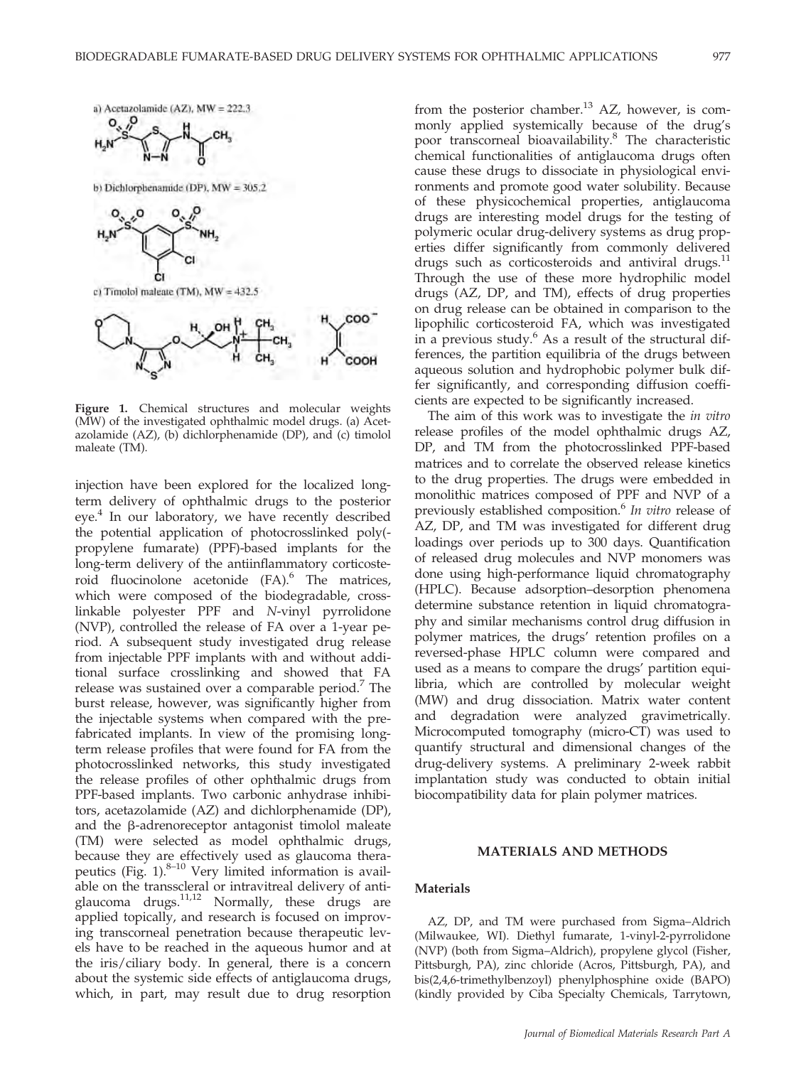a) Acetazolamide (AZ), MW = 222.3

b) Dichlorphenamide (DP), MW = 305.2

c) Timolol maleate (TM), MW = 432.5

**Figure 1.** Chemical structures and molecular weights (MW) of the investigated ophthalmic model drugs. (a) Acetazolamide (AZ), (b) dichlorphenamide (DP), and (c) timolol maleate (TM).

injection have been explored for the localized long-term delivery of ophthalmic drugs to the posterior eye.[4] In our laboratory, we have recently described the potential application of photocrosslinked poly(propylene fumarate) (PPF)-based implants for the long-term delivery of the antiinflammatory corticosteroid fluocinolone acetonide (FA).[6] The matrices, which were composed of the biodegradable, crosslinkable polyester PPF and N-vinyl pyrrolidone (NVP), controlled the release of FA over a 1-year period. A subsequent study investigated drug release from injectable PPF implants with and without additional surface crosslinking and showed that FA release was sustained over a comparable period.[7] The burst release, however, was significantly higher from the injectable systems when compared with the prefabricated implants. In view of the promising long-term release profiles that were found for FA from the photocrosslinked networks, this study investigated the release profiles of other ophthalmic drugs from PPF-based implants. Two carbonic anhydrase inhibitors, acetazolamide (AZ) and dichlorphenamide (DP), and the β-adrenoreceptor antagonist timolol maleate (TM) were selected as model ophthalmic drugs, because they are effectively used as glaucoma therapeutics (Fig. 1).[8–10] Very limited information is available on the transscleral or intravitreal delivery of antiglaucoma drugs.[11,12] Normally, these drugs are applied topically, and research is focused on improving transcorneal penetration because therapeutic levels have to be reached in the aqueous humor and at the iris/ciliary body. In general, there is a concern about the systemic side effects of antiglaucoma drugs, which, in part, may result due to drug resorption from the posterior chamber.[13] AZ, however, is commonly applied systemically because of the drug's poor transcorneal bioavailability.[8] The characteristic chemical functionalities of antiglaucoma drugs often cause these drugs to dissociate in physiological environments and promote good water solubility. Because of these physicochemical properties, antiglaucoma drugs are interesting model drugs for the testing of polymeric ocular drug-delivery systems as drug properties differ significantly from commonly delivered drugs such as corticosteroids and antiviral drugs.[11] Through the use of these more hydrophilic model drugs (AZ, DP, and TM), effects of drug properties on drug release can be obtained in comparison to the lipophilic corticosteroid FA, which was investigated in a previous study.[6] As a result of the structural differences, the partition equilibria of the drugs between aqueous solution and hydrophobic polymer bulk differ significantly, and corresponding diffusion coefficients are expected to be significantly increased.

The aim of this work was to investigate the *in vitro* release profiles of the model ophthalmic drugs AZ, DP, and TM from the photocrosslinked PPF-based matrices and to correlate the observed release kinetics to the drug properties. The drugs were embedded in monolithic matrices composed of PPF and NVP of a previously established composition.[6] *In vitro* release of AZ, DP, and TM was investigated for different drug loadings over periods up to 300 days. Quantification of released drug molecules and NVP monomers was done using high-performance liquid chromatography (HPLC). Because adsorption–desorption phenomena determine substance retention in liquid chromatography and similar mechanisms control drug diffusion in polymer matrices, the drugs' retention profiles on a reversed-phase HPLC column were compared and used as a means to compare the drugs' partition equilibria, which are controlled by molecular weight (MW) and drug dissociation. Matrix water content and degradation were analyzed gravimetrically. Microcomputed tomography (micro-CT) was used to quantify structural and dimensional changes of the drug-delivery systems. A preliminary 2-week rabbit implantation study was conducted to obtain initial biocompatibility data for plain polymer matrices.

## MATERIALS AND METHODS

### Materials

AZ, DP, and TM were purchased from Sigma–Aldrich (Milwaukee, WI). Diethyl fumarate, 1-vinyl-2-pyrrolidone (NVP) (both from Sigma–Aldrich), propylene glycol (Fisher, Pittsburgh, PA), zinc chloride (Acros, Pittsburgh, PA), and bis(2,4,6-trimethylbenzoyl) phenylphosphine oxide (BAPO) (kindly provided by Ciba Specialty Chemicals, Tarrytown,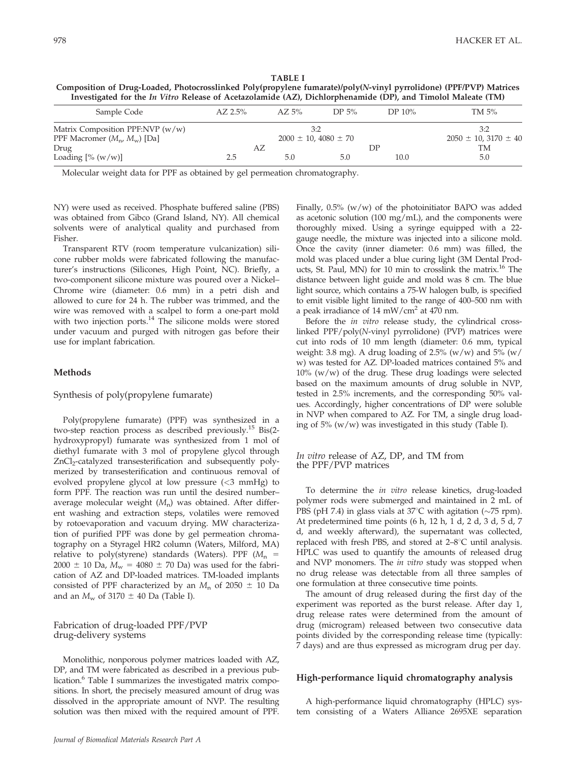**TABLE I**
**Composition of Drug-Loaded, Photocrosslinked Poly(propylene fumarate)/poly(N-vinyl pyrrolidone) (PPF/PVP) Matrices Investigated for the *In Vitro* Release of Acetazolamide (AZ), Dichlorphenamide (DP), and Timolol Maleate (TM)**

| Sample Code | AZ 2.5% | AZ 5% | DP 5% | DP 10% | TM 5% |
|---|---|---|---|---|---|
| Matrix Composition PPF:NVP (w/w) | 3:2 | | | | 3:2 |
| PPF Macromer ($M_n$, $M_w$) [Da] | 2000 ± 10, 4080 ± 70 | | | | 2050 ± 10, 3170 ± 40 |
| Drug | AZ | | DP | | TM |
| Loading [% (w/w)] | 2.5 | 5.0 | 5.0 | 10.0 | 5.0 |

Molecular weight data for PPF as obtained by gel permeation chromatography.

NY) were used as received. Phosphate buffered saline (PBS) was obtained from Gibco (Grand Island, NY). All chemical solvents were of analytical quality and purchased from Fisher.

Transparent RTV (room temperature vulcanization) silicone rubber molds were fabricated following the manufacturer's instructions (Silicones, High Point, NC). Briefly, a two-component silicone mixture was poured over a Nickel–Chrome wire (diameter: 0.6 mm) in a petri dish and allowed to cure for 24 h. The rubber was trimmed, and the wire was removed with a scalpel to form a one-part mold with two injection ports.[14] The silicone molds were stored under vacuum and purged with nitrogen gas before their use for implant fabrication.

## Methods

### Synthesis of poly(propylene fumarate)

Poly(propylene fumarate) (PPF) was synthesized in a two-step reaction process as described previously.[15] Bis(2-hydroxypropyl) fumarate was synthesized from 1 mol of diethyl fumarate with 3 mol of propylene glycol through $ZnCl_2$-catalyzed transesterification and subsequently polymerized by transesterification and continuous removal of evolved propylene glycol at low pressure (<3 mmHg) to form PPF. The reaction was run until the desired number–average molecular weight ($M_n$) was obtained. After different washing and extraction steps, volatiles were removed by rotoevaporation and vacuum drying. MW characterization of purified PPF was done by gel permeation chromatography on a Styragel HR2 column (Waters, Milford, MA) relative to poly(styrene) standards (Waters). PPF ($M_n$ = 2000 ± 10 Da, $M_w$ = 4080 ± 70 Da) was used for the fabrication of AZ and DP-loaded matrices. TM-loaded implants consisted of PPF characterized by an $M_n$ of 2050 ± 10 Da and an $M_w$ of 3170 ± 40 Da (Table I).

### Fabrication of drug-loaded PPF/PVP drug-delivery systems

Monolithic, nonporous polymer matrices loaded with AZ, DP, and TM were fabricated as described in a previous publication.[6] Table I summarizes the investigated matrix compositions. In short, the precisely measured amount of drug was dissolved in the appropriate amount of NVP. The resulting solution was then mixed with the required amount of PPF. Finally, 0.5% (w/w) of the photoinitiator BAPO was added as acetonic solution (100 mg/mL), and the components were thoroughly mixed. Using a syringe equipped with a 22-gauge needle, the mixture was injected into a silicone mold. Once the cavity (inner diameter: 0.6 mm) was filled, the mold was placed under a blue curing light (3M Dental Products, St. Paul, MN) for 10 min to crosslink the matrix.[16] The distance between light guide and mold was 8 cm. The blue light source, which contains a 75-W halogen bulb, is specified to emit visible light limited to the range of 400–500 nm with a peak irradiance of 14 mW/cm$^2$ at 470 nm.

Before the *in vitro* release study, the cylindrical crosslinked PPF/poly(N-vinyl pyrrolidone) (PVP) matrices were cut into rods of 10 mm length (diameter: 0.6 mm, typical weight: 3.8 mg). A drug loading of 2.5% (w/w) and 5% (w/w) was tested for AZ. DP-loaded matrices contained 5% and 10% (w/w) of the drug. These drug loadings were selected based on the maximum amounts of drug soluble in NVP, tested in 2.5% increments, and the corresponding 50% values. Accordingly, higher concentrations of DP were soluble in NVP when compared to AZ. For TM, a single drug loading of 5% (w/w) was investigated in this study (Table I).

### *In vitro* release of AZ, DP, and TM from the PPF/PVP matrices

To determine the *in vitro* release kinetics, drug-loaded polymer rods were submerged and maintained in 2 mL of PBS (pH 7.4) in glass vials at 37°C with agitation (~75 rpm). At predetermined time points (6 h, 12 h, 1 d, 2 d, 3 d, 5 d, 7 d, and weekly afterward), the supernatant was collected, replaced with fresh PBS, and stored at 2–8°C until analysis. HPLC was used to quantify the amounts of released drug and NVP monomers. The *in vitro* study was stopped when no drug release was detectable from all three samples of one formulation at three consecutive time points.

The amount of drug released during the first day of the experiment was reported as the burst release. After day 1, drug release rates were determined from the amount of drug (microgram) released between two consecutive data points divided by the corresponding release time (typically: 7 days) and are thus expressed as microgram drug per day.

## High-performance liquid chromatography analysis

A high-performance liquid chromatography (HPLC) system consisting of a Waters Alliance 2695XE separation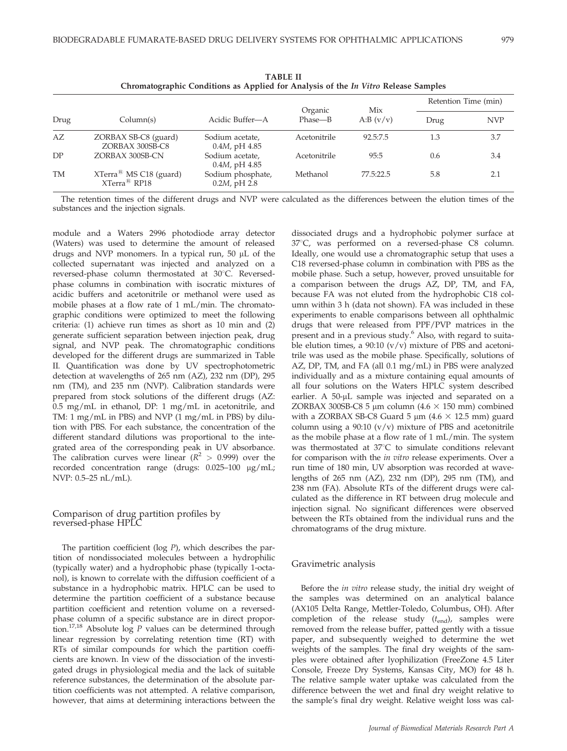**TABLE II**
**Chromatographic Conditions as Applied for Analysis of the *In Vitro* Release Samples**

| Drug | Column(s) | Acidic Buffer—A | Organic Phase—B | Mix A:B (v/v) | Retention Time (min) | |
|---|---|---|---|---|---|---|
| | | | | | Drug | NVP |
| AZ | ZORBAX SB-C8 (guard) ZORBAX 300SB-C8 | Sodium acetate, 0.4*M*, pH 4.85 | Acetonitrile | 92.5:7.5 | 1.3 | 3.7 |
| DP | ZORBAX 300SB-CN | Sodium acetate, 0.4*M*, pH 4.85 | Acetonitrile | 95:5 | 0.6 | 3.4 |
| TM | XTerra® MS C18 (guard) XTerra® RP18 | Sodium phosphate, 0.2*M*, pH 2.8 | Methanol | 77.5:22.5 | 5.8 | 2.1 |

The retention times of the different drugs and NVP were calculated as the differences between the elution times of the substances and the injection signals.

module and a Waters 2996 photodiode array detector (Waters) was used to determine the amount of released drugs and NVP monomers. In a typical run, 50 μL of the collected supernatant was injected and analyzed on a reversed-phase column thermostated at 30°C. Reversed-phase columns in combination with isocratic mixtures of acidic buffers and acetonitrile or methanol were used as mobile phases at a flow rate of 1 mL/min. The chromatographic conditions were optimized to meet the following criteria: (1) achieve run times as short as 10 min and (2) generate sufficient separation between injection peak, drug signal, and NVP peak. The chromatographic conditions developed for the different drugs are summarized in Table II. Quantification was done by UV spectrophotometric detection at wavelengths of 265 nm (AZ), 232 nm (DP), 295 nm (TM), and 235 nm (NVP). Calibration standards were prepared from stock solutions of the different drugs (AZ: 0.5 mg/mL in ethanol, DP: 1 mg/mL in acetonitrile, and TM: 1 mg/mL in PBS) and NVP (1 mg/mL in PBS) by dilution with PBS. For each substance, the concentration of the different standard dilutions was proportional to the integrated area of the corresponding peak in UV absorbance. The calibration curves were linear ($R^2 > 0.999$) over the recorded concentration range (drugs: 0.025–100 μg/mL; NVP: 0.5–25 nL/mL).

## Comparison of drug partition profiles by reversed-phase HPLC

The partition coefficient (log *P*), which describes the partition of nondissociated molecules between a hydrophilic (typically water) and a hydrophobic phase (typically 1-octanol), is known to correlate with the diffusion coefficient of a substance in a hydrophobic matrix. HPLC can be used to determine the partition coefficient of a substance because partition coefficient and retention volume on a reversed-phase column of a specific substance are in direct proportion.[17,18] Absolute log *P* values can be determined through linear regression by correlating retention time (RT) with RTs of similar compounds for which the partition coefficients are known. In view of the dissociation of the investigated drugs in physiological media and the lack of suitable reference substances, the determination of the absolute partition coefficients was not attempted. A relative comparison, however, that aims at determining interactions between the dissociated drugs and a hydrophobic polymer surface at 37°C, was performed on a reversed-phase C8 column. Ideally, one would use a chromatographic setup that uses a C18 reversed-phase column in combination with PBS as the mobile phase. Such a setup, however, proved unsuitable for a comparison between the drugs AZ, DP, TM, and FA, because FA was not eluted from the hydrophobic C18 column within 3 h (data not shown). FA was included in these experiments to enable comparisons between all ophthalmic drugs that were released from PPF/PVP matrices in the present and in a previous study.[6] Also, with regard to suitable elution times, a 90:10 (v/v) mixture of PBS and acetonitrile was used as the mobile phase. Specifically, solutions of AZ, DP, TM, and FA (all 0.1 mg/mL) in PBS were analyzed individually and as a mixture containing equal amounts of all four solutions on the Waters HPLC system described earlier. A 50-μL sample was injected and separated on a ZORBAX 300SB-C8 5 μm column (4.6 × 150 mm) combined with a ZORBAX SB-C8 Guard 5 μm (4.6 × 12.5 mm) guard column using a 90:10 (v/v) mixture of PBS and acetonitrile as the mobile phase at a flow rate of 1 mL/min. The system was thermostated at 37°C to simulate conditions relevant for comparison with the *in vitro* release experiments. Over a run time of 180 min, UV absorption was recorded at wavelengths of 265 nm (AZ), 232 nm (DP), 295 nm (TM), and 238 nm (FA). Absolute RTs of the different drugs were calculated as the difference in RT between drug molecule and injection signal. No significant differences were observed between the RTs obtained from the individual runs and the chromatograms of the drug mixture.

## Gravimetric analysis

Before the *in vitro* release study, the initial dry weight of the samples was determined on an analytical balance (AX105 Delta Range, Mettler-Toledo, Columbus, OH). After completion of the release study ($t_{end}$), samples were removed from the release buffer, patted gently with a tissue paper, and subsequently weighed to determine the wet weights of the samples. The final dry weights of the samples were obtained after lyophilization (FreeZone 4.5 Liter Console, Freeze Dry Systems, Kansas City, MO) for 48 h. The relative sample water uptake was calculated from the difference between the wet and final dry weight relative to the sample's final dry weight. Relative weight loss was cal-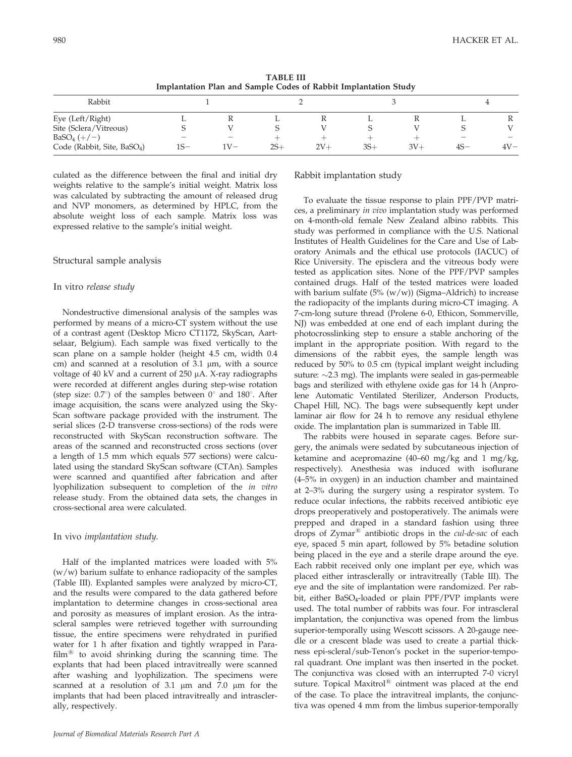**TABLE III**
**Implantation Plan and Sample Codes of Rabbit Implantation Study**

| Rabbit | 1 | | 2 | | 3 | | 4 | |
|---|---|---|---|---|---|---|---|---|
| Eye (Left/Right) | L | R | L | R | L | R | L | R |
| Site (Sclera/Vitreous) | S | V | S | V | S | V | S | V |
| $BaSO_4$ (+/−) | − | − | + | + | + | + | − | − |
| Code (Rabbit, Site, $BaSO_4$) | 1S− | 1V− | 2S+ | 2V+ | 3S+ | 3V+ | 4S− | 4V− |

culated as the difference between the final and initial dry weights relative to the sample's initial weight. Matrix loss was calculated by subtracting the amount of released drug and NVP monomers, as determined by HPLC, from the absolute weight loss of each sample. Matrix loss was expressed relative to the sample's initial weight.

## Structural sample analysis

### *In vitro release study*

Nondestructive dimensional analysis of the samples was performed by means of a micro-CT system without the use of a contrast agent (Desktop Micro CT1172, SkyScan, Aartselaar, Belgium). Each sample was fixed vertically to the scan plane on a sample holder (height 4.5 cm, width 0.4 cm) and scanned at a resolution of 3.1 μm, with a source voltage of 40 kV and a current of 250 μA. X-ray radiographs were recorded at different angles during step-wise rotation (step size: 0.7°) of the samples between 0° and 180°. After image acquisition, the scans were analyzed using the SkyScan software package provided with the instrument. The serial slices (2-D transverse cross-sections) of the rods were reconstructed with SkyScan reconstruction software. The areas of the scanned and reconstructed cross sections (over a length of 1.5 mm which equals 577 sections) were calculated using the standard SkyScan software (CTAn). Samples were scanned and quantified after fabrication and after lyophilization subsequent to completion of the *in vitro* release study. From the obtained data sets, the changes in cross-sectional area were calculated.

### *In vivo implantation study.*

Half of the implanted matrices were loaded with 5% (w/w) barium sulfate to enhance radiopacity of the samples (Table III). Explanted samples were analyzed by micro-CT, and the results were compared to the data gathered before implantation to determine changes in cross-sectional area and porosity as measures of implant erosion. As the intrascleral samples were retrieved together with surrounding tissue, the entire specimens were rehydrated in purified water for 1 h after fixation and tightly wrapped in Parafilm® to avoid shrinking during the scanning time. The explants that had been placed intravitreally were scanned after washing and lyophilization. The specimens were scanned at a resolution of 3.1 μm and 7.0 μm for the implants that had been placed intravitreally and intrasclerally, respectively.

## Rabbit implantation study

To evaluate the tissue response to plain PPF/PVP matrices, a preliminary *in vivo* implantation study was performed on 4-month-old female New Zealand albino rabbits. This study was performed in compliance with the U.S. National Institutes of Health Guidelines for the Care and Use of Laboratory Animals and the ethical use protocols (IACUC) of Rice University. The episclera and the vitreous body were tested as application sites. None of the PPF/PVP samples contained drugs. Half of the tested matrices were loaded with barium sulfate (5% (w/w)) (Sigma–Aldrich) to increase the radiopacity of the implants during micro-CT imaging. A 7-cm-long suture thread (Prolene 6-0, Ethicon, Sommerville, NJ) was embedded at one end of each implant during the photocrosslinking step to ensure a stable anchoring of the implant in the appropriate position. With regard to the dimensions of the rabbit eyes, the sample length was reduced by 50% to 0.5 cm (typical implant weight including suture: ~2.3 mg). The implants were sealed in gas-permeable bags and sterilized with ethylene oxide gas for 14 h (Anprolene Automatic Ventilated Sterilizer, Anderson Products, Chapel Hill, NC). The bags were subsequently kept under laminar air flow for 24 h to remove any residual ethylene oxide. The implantation plan is summarized in Table III.

The rabbits were housed in separate cages. Before surgery, the animals were sedated by subcutaneous injection of ketamine and acepromazine (40–60 mg/kg and 1 mg/kg, respectively). Anesthesia was induced with isoflurane (4–5% in oxygen) in an induction chamber and maintained at 2–3% during the surgery using a respirator system. To reduce ocular infections, the rabbits received antibiotic eye drops preoperatively and postoperatively. The animals were prepped and draped in a standard fashion using three drops of Zymar® antibiotic drops in the *cul-de-sac* of each eye, spaced 5 min apart, followed by 5% betadine solution being placed in the eye and a sterile drape around the eye. Each rabbit received only one implant per eye, which was placed either intrasclerally or intravitreally (Table III). The eye and the site of implantation were randomized. Per rabbit, either $BaSO_4$-loaded or plain PPF/PVP implants were used. The total number of rabbits was four. For intrascleral implantation, the conjunctiva was opened from the limbus superior-temporally using Wescott scissors. A 20-gauge needle or a crescent blade was used to create a partial thickness epi-scleral/sub-Tenon's pocket in the superior-temporal quadrant. One implant was then inserted in the pocket. The conjunctiva was closed with an interrupted 7-0 vicryl suture. Topical Maxitrol® ointment was placed at the end of the case. To place the intravitreal implants, the conjunctiva was opened 4 mm from the limbus superior-temporally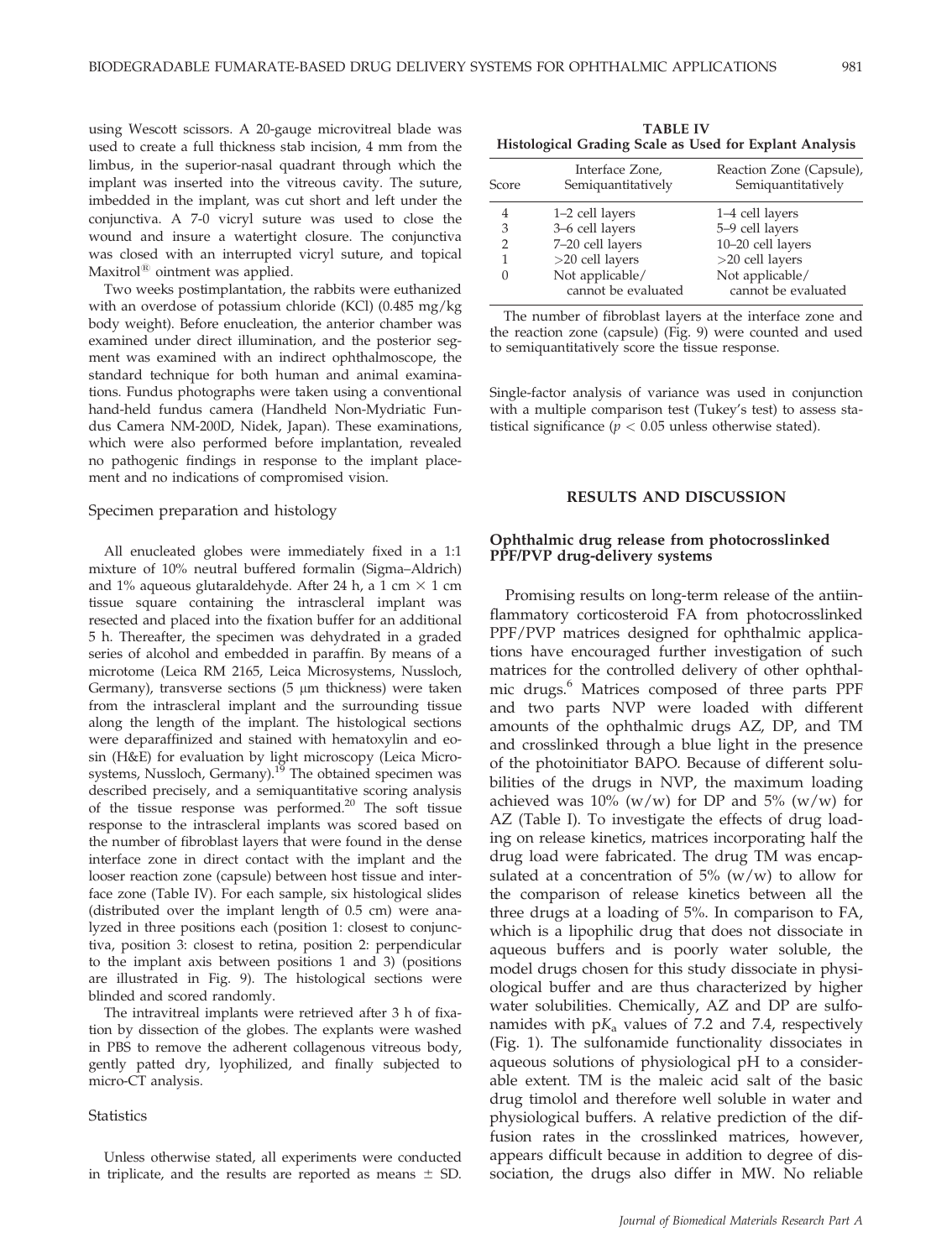using Wescott scissors. A 20-gauge microvitreal blade was used to create a full thickness stab incision, 4 mm from the limbus, in the superior-nasal quadrant through which the implant was inserted into the vitreous cavity. The suture, imbedded in the implant, was cut short and left under the conjunctiva. A 7-0 vicryl suture was used to close the wound and insure a watertight closure. The conjunctiva was closed with an interrupted vicryl suture, and topical Maxitrol® ointment was applied.

Two weeks postimplantation, the rabbits were euthanized with an overdose of potassium chloride (KCl) (0.485 mg/kg body weight). Before enucleation, the anterior chamber was examined under direct illumination, and the posterior segment was examined with an indirect ophthalmoscope, the standard technique for both human and animal examinations. Fundus photographs were taken using a conventional hand-held fundus camera (Handheld Non-Mydriatic Fundus Camera NM-200D, Nidek, Japan). These examinations, which were also performed before implantation, revealed no pathogenic findings in response to the implant placement and no indications of compromised vision.

### Specimen preparation and histology

All enucleated globes were immediately fixed in a 1:1 mixture of 10% neutral buffered formalin (Sigma–Aldrich) and 1% aqueous glutaraldehyde. After 24 h, a 1 cm × 1 cm tissue square containing the intrascleral implant was resected and placed into the fixation buffer for an additional 5 h. Thereafter, the specimen was dehydrated in a graded series of alcohol and embedded in paraffin. By means of a microtome (Leica RM 2165, Leica Microsystems, Nussloch, Germany), transverse sections (5 μm thickness) were taken from the intrascleral implant and the surrounding tissue along the length of the implant. The histological sections were deparaffinized and stained with hematoxylin and eosin (H&E) for evaluation by light microscopy (Leica Microsystems, Nussloch, Germany).[19] The obtained specimen was described precisely, and a semiquantitative scoring analysis of the tissue response was performed.[20] The soft tissue response to the intrascleral implants was scored based on the number of fibroblast layers that were found in the dense interface zone in direct contact with the implant and the looser reaction zone (capsule) between host tissue and interface zone (Table IV). For each sample, six histological slides (distributed over the implant length of 0.5 cm) were analyzed in three positions each (position 1: closest to conjunctiva, position 3: closest to retina, position 2: perpendicular to the implant axis between positions 1 and 3) (positions are illustrated in Fig. 9). The histological sections were blinded and scored randomly.

The intravitreal implants were retrieved after 3 h of fixation by dissection of the globes. The explants were washed in PBS to remove the adherent collagenous vitreous body, gently patted dry, lyophilized, and finally subjected to micro-CT analysis.

### Statistics

Unless otherwise stated, all experiments were conducted in triplicate, and the results are reported as means ± SD. Single-factor analysis of variance was used in conjunction with a multiple comparison test (Tukey's test) to assess statistical significance ($p < 0.05$ unless otherwise stated).

**TABLE IV**
**Histological Grading Scale as Used for Explant Analysis**

| Score | Interface Zone, Semiquantitatively | Reaction Zone (Capsule), Semiquantitatively |
|---|---|---|
| 4 | 1–2 cell layers | 1–4 cell layers |
| 3 | 3–6 cell layers | 5–9 cell layers |
| 2 | 7–20 cell layers | 10–20 cell layers |
| 1 | >20 cell layers | >20 cell layers |
| 0 | Not applicable/ cannot be evaluated | Not applicable/ cannot be evaluated |

The number of fibroblast layers at the interface zone and the reaction zone (capsule) (Fig. 9) were counted and used to semiquantitatively score the tissue response.

## RESULTS AND DISCUSSION

### Ophthalmic drug release from photocrosslinked PPF/PVP drug-delivery systems

Promising results on long-term release of the antiinflammatory corticosteroid FA from photocrosslinked PPF/PVP matrices designed for ophthalmic applications have encouraged further investigation of such matrices for the controlled delivery of other ophthalmic drugs.[6] Matrices composed of three parts PPF and two parts NVP were loaded with different amounts of the ophthalmic drugs AZ, DP, and TM and crosslinked through a blue light in the presence of the photoinitiator BAPO. Because of different solubilities of the drugs in NVP, the maximum loading achieved was 10% (w/w) for DP and 5% (w/w) for AZ (Table I). To investigate the effects of drug loading on release kinetics, matrices incorporating half the drug load were fabricated. The drug TM was encapsulated at a concentration of 5% (w/w) to allow for the comparison of release kinetics between all the three drugs at a loading of 5%. In comparison to FA, which is a lipophilic drug that does not dissociate in aqueous buffers and is poorly water soluble, the model drugs chosen for this study dissociate in physiological buffer and are thus characterized by higher water solubilities. Chemically, AZ and DP are sulfonamides with $pK_a$ values of 7.2 and 7.4, respectively (Fig. 1). The sulfonamide functionality dissociates in aqueous solutions of physiological pH to a considerable extent. TM is the maleic acid salt of the basic drug timolol and therefore well soluble in water and physiological buffers. A relative prediction of the diffusion rates in the crosslinked matrices, however, appears difficult because in addition to degree of dissociation, the drugs also differ in MW. No reliable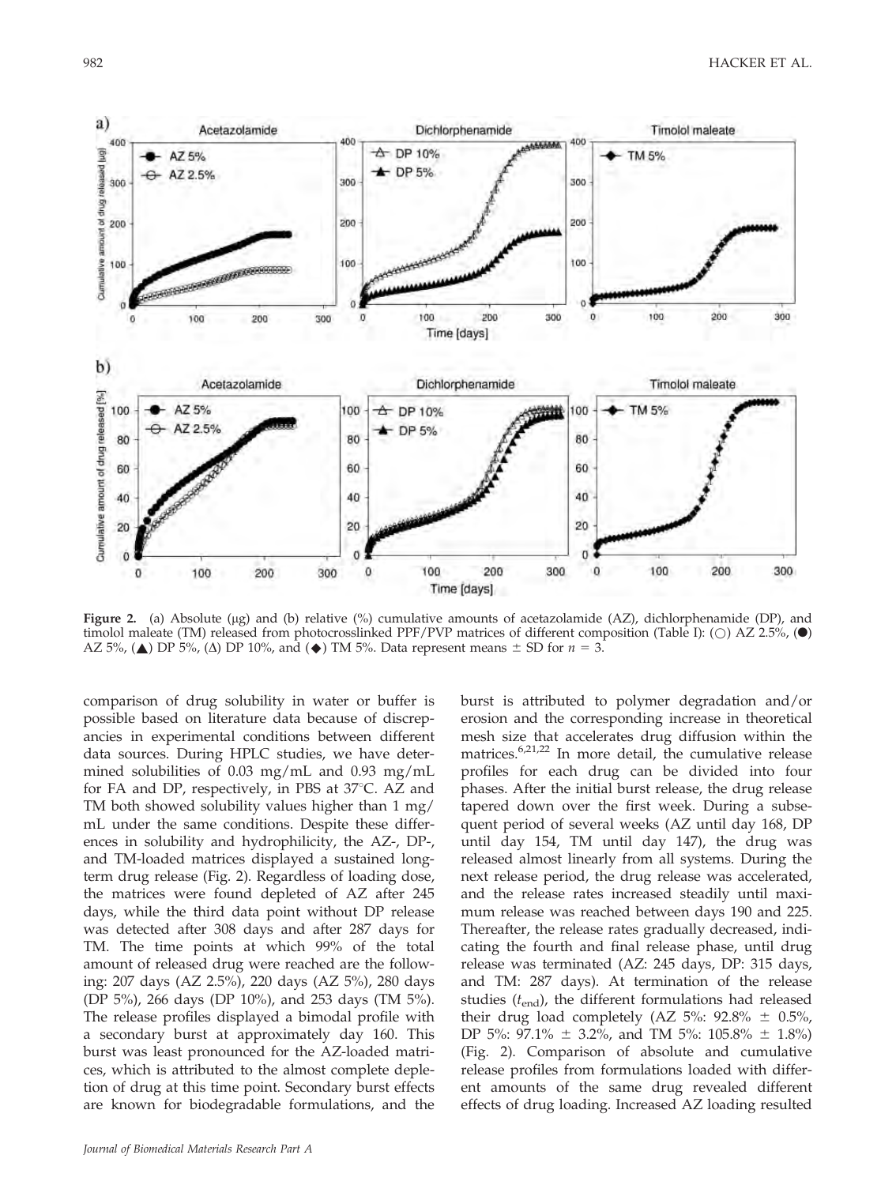**Figure 2.** (a) Absolute (μg) and (b) relative (%) cumulative amounts of acetazolamide (AZ), dichlorphenamide (DP), and timolol maleate (TM) released from photocrosslinked PPF/PVP matrices of different composition (Table I): (○) AZ 2.5%, (●) AZ 5%, (▲) DP 5%, (Δ) DP 10%, and (◆) TM 5%. Data represent means ± SD for $n = 3$.

comparison of drug solubility in water or buffer is possible based on literature data because of discrepancies in experimental conditions between different data sources. During HPLC studies, we have determined solubilities of 0.03 mg/mL and 0.93 mg/mL for FA and DP, respectively, in PBS at 37°C. AZ and TM both showed solubility values higher than 1 mg/mL under the same conditions. Despite these differences in solubility and hydrophilicity, the AZ-, DP-, and TM-loaded matrices displayed a sustained long-term drug release (Fig. 2). Regardless of loading dose, the matrices were found depleted of AZ after 245 days, while the third data point without DP release was detected after 308 days and after 287 days for TM. The time points at which 99% of the total amount of released drug were reached are the following: 207 days (AZ 2.5%), 220 days (AZ 5%), 280 days (DP 5%), 266 days (DP 10%), and 253 days (TM 5%). The release profiles displayed a bimodal profile with a secondary burst at approximately day 160. This burst was least pronounced for the AZ-loaded matrices, which is attributed to the almost complete depletion of drug at this time point. Secondary burst effects are known for biodegradable formulations, and the burst is attributed to polymer degradation and/or erosion and the corresponding increase in theoretical mesh size that accelerates drug diffusion within the matrices.[6,21,22] In more detail, the cumulative release profiles for each drug can be divided into four phases. After the initial burst release, the drug release tapered down over the first week. During a subsequent period of several weeks (AZ until day 168, DP until day 154, TM until day 147), the drug was released almost linearly from all systems. During the next release period, the drug release was accelerated, and the release rates increased steadily until maximum release was reached between days 190 and 225. Thereafter, the release rates gradually decreased, indicating the fourth and final release phase, until drug release was terminated (AZ: 245 days, DP: 315 days, and TM: 287 days). At termination of the release studies ($t_{end}$), the different formulations had released their drug load completely (AZ 5%: 92.8% ± 0.5%, DP 5%: 97.1% ± 3.2%, and TM 5%: 105.8% ± 1.8%) (Fig. 2). Comparison of absolute and cumulative release profiles from formulations loaded with different amounts of the same drug revealed different effects of drug loading. Increased AZ loading resulted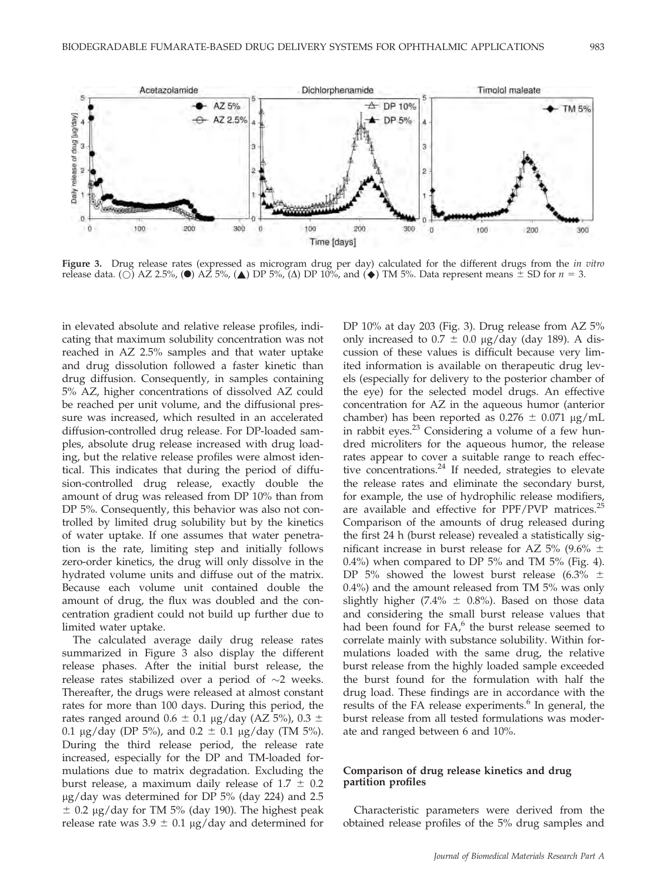**Figure 3.** Drug release rates (expressed as microgram drug per day) calculated for the different drugs from the *in vitro* release data. (○) AZ 2.5%, (●) AZ 5%, (▲) DP 5%, (Δ) DP 10%, and (◆) TM 5%. Data represent means ± SD for $n = 3$.

in elevated absolute and relative release profiles, indicating that maximum solubility concentration was not reached in AZ 2.5% samples and that water uptake and drug dissolution followed a faster kinetic than drug diffusion. Consequently, in samples containing 5% AZ, higher concentrations of dissolved AZ could be reached per unit volume, and the diffusional pressure was increased, which resulted in an accelerated diffusion-controlled drug release. For DP-loaded samples, absolute drug release increased with drug loading, but the relative release profiles were almost identical. This indicates that during the period of diffusion-controlled drug release, exactly double the amount of drug was released from DP 10% than from DP 5%. Consequently, this behavior was also not controlled by limited drug solubility but by the kinetics of water uptake. If one assumes that water penetration is the rate, limiting step and initially follows zero-order kinetics, the drug will only dissolve in the hydrated volume units and diffuse out of the matrix. Because each volume unit contained double the amount of drug, the flux was doubled and the concentration gradient could not build up further due to limited water uptake.

The calculated average daily drug release rates summarized in Figure 3 also display the different release phases. After the initial burst release, the release rates stabilized over a period of ~2 weeks. Thereafter, the drugs were released at almost constant rates for more than 100 days. During this period, the rates ranged around 0.6 ± 0.1 μg/day (AZ 5%), 0.3 ± 0.1 μg/day (DP 5%), and 0.2 ± 0.1 μg/day (TM 5%). During the third release period, the release rate increased, especially for the DP and TM-loaded formulations due to matrix degradation. Excluding the burst release, a maximum daily release of 1.7 ± 0.2 μg/day was determined for DP 5% (day 224) and 2.5 ± 0.2 μg/day for TM 5% (day 190). The highest peak release rate was 3.9 ± 0.1 μg/day and determined for DP 10% at day 203 (Fig. 3). Drug release from AZ 5% only increased to 0.7 ± 0.0 μg/day (day 189). A discussion of these values is difficult because very limited information is available on therapeutic drug levels (especially for delivery to the posterior chamber of the eye) for the selected model drugs. An effective concentration for AZ in the aqueous humor (anterior chamber) has been reported as 0.276 ± 0.071 μg/mL in rabbit eyes.[23] Considering a volume of a few hundred microliters for the aqueous humor, the release rates appear to cover a suitable range to reach effective concentrations.[24] If needed, strategies to elevate the release rates and eliminate the secondary burst, for example, the use of hydrophilic release modifiers, are available and effective for PPF/PVP matrices.[25] Comparison of the amounts of drug released during the first 24 h (burst release) revealed a statistically significant increase in burst release for AZ 5% (9.6% ± 0.4%) when compared to DP 5% and TM 5% (Fig. 4). DP 5% showed the lowest burst release (6.3% ± 0.4%) and the amount released from TM 5% was only slightly higher (7.4% ± 0.8%). Based on those data and considering the small burst release values that had been found for FA,[6] the burst release seemed to correlate mainly with substance solubility. Within formulations loaded with the same drug, the relative burst release from the highly loaded sample exceeded the burst found for the formulation with half the drug load. These findings are in accordance with the results of the FA release experiments.[6] In general, the burst release from all tested formulations was moderate and ranged between 6 and 10%.

### Comparison of drug release kinetics and drug partition profiles

Characteristic parameters were derived from the obtained release profiles of the 5% drug samples and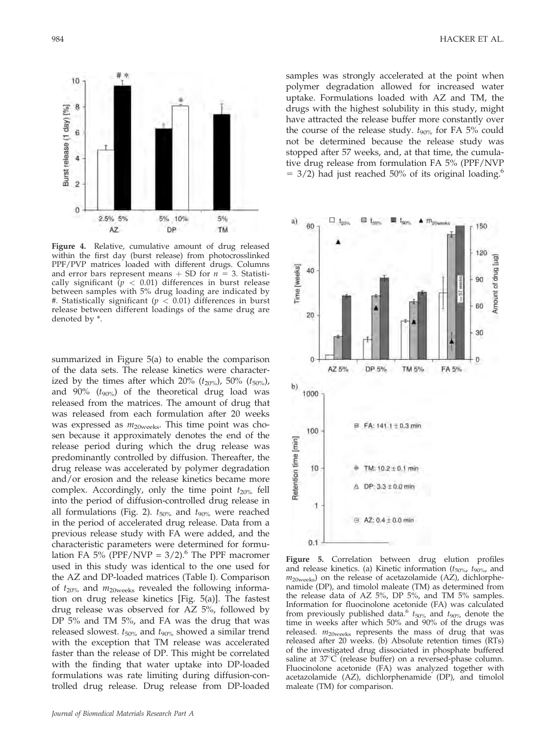Figure 4. Relative, cumulative amount of drug released within the first day (burst release) from photocrosslinked PPF/PVP matrices loaded with different drugs. Columns and error bars represent means + SD for $n = 3$. Statistically significant ($p < 0.01$) differences in burst release between samples with 5% drug loading are indicated by #. Statistically significant ($p < 0.01$) differences in burst release between different loadings of the same drug are denoted by *.

summarized in Figure 5(a) to enable the comparison of the data sets. The release kinetics were characterized by the times after which 20% ($t_{20\%}$), 50% ($t_{50\%}$), and 90% ($t_{90\%}$) of the theoretical drug load was released from the matrices. The amount of drug that was released from each formulation after 20 weeks was expressed as $m_{20\text{weeks}}$. This time point was chosen because it approximately denotes the end of the release period during which the drug release was predominantly controlled by diffusion. Thereafter, the drug release was accelerated by polymer degradation and/or erosion and the release kinetics became more complex. Accordingly, only the time point $t_{20\%}$ fell into the period of diffusion-controlled drug release in all formulations (Fig. 2). $t_{50\%}$ and $t_{90\%}$ were reached in the period of accelerated drug release. Data from a previous release study with FA were added, and the characteristic parameters were determined for formulation FA 5% (PPF/NVP = 3/2).[6] The PPF macromer used in this study was identical to the one used for the AZ and DP-loaded matrices (Table I). Comparison of $t_{20\%}$ and $m_{20\text{weeks}}$ revealed the following information on drug release kinetics [Fig. 5(a)]. The fastest drug release was observed for AZ 5%, followed by DP 5% and TM 5%, and FA was the drug that was released slowest. $t_{50\%}$ and $t_{90\%}$ showed a similar trend with the exception that TM release was accelerated faster than the release of DP. This might be correlated with the finding that water uptake into DP-loaded formulations was rate limiting during diffusion-controlled drug release. Drug release from DP-loaded samples was strongly accelerated at the point when polymer degradation allowed for increased water uptake. Formulations loaded with AZ and TM, the drugs with the highest solubility in this study, might have attracted the release buffer more constantly over the course of the release study. $t_{90\%}$ for FA 5% could not be determined because the release study was stopped after 57 weeks, and, at that time, the cumulative drug release from formulation FA 5% (PPF/NVP = 3/2) had just reached 50% of its original loading.[6]

Figure 5. Correlation between drug elution profiles and release kinetics. (a) Kinetic information ($t_{50\%}$, $t_{90\%}$, and $m_{20\text{weeks}}$) on the release of acetazolamide (AZ), dichlorphenamide (DP), and timolol maleate (TM) as determined from the release data of AZ 5%, DP 5%, and TM 5% samples. Information for fluocinolone acetonide (FA) was calculated from previously published data.[6] $t_{50\%}$ and $t_{90\%}$ denote the time in weeks after which 50% and 90% of the drugs was released. $m_{20\text{weeks}}$ represents the mass of drug that was released after 20 weeks. (b) Absolute retention times (RTs) of the investigated drug dissociated in phosphate buffered saline at 37°C (release buffer) on a reversed-phase column. Fluocinolone acetonide (FA) was analyzed together with acetazolamide (AZ), dichlorphenamide (DP), and timolol maleate (TM) for comparison.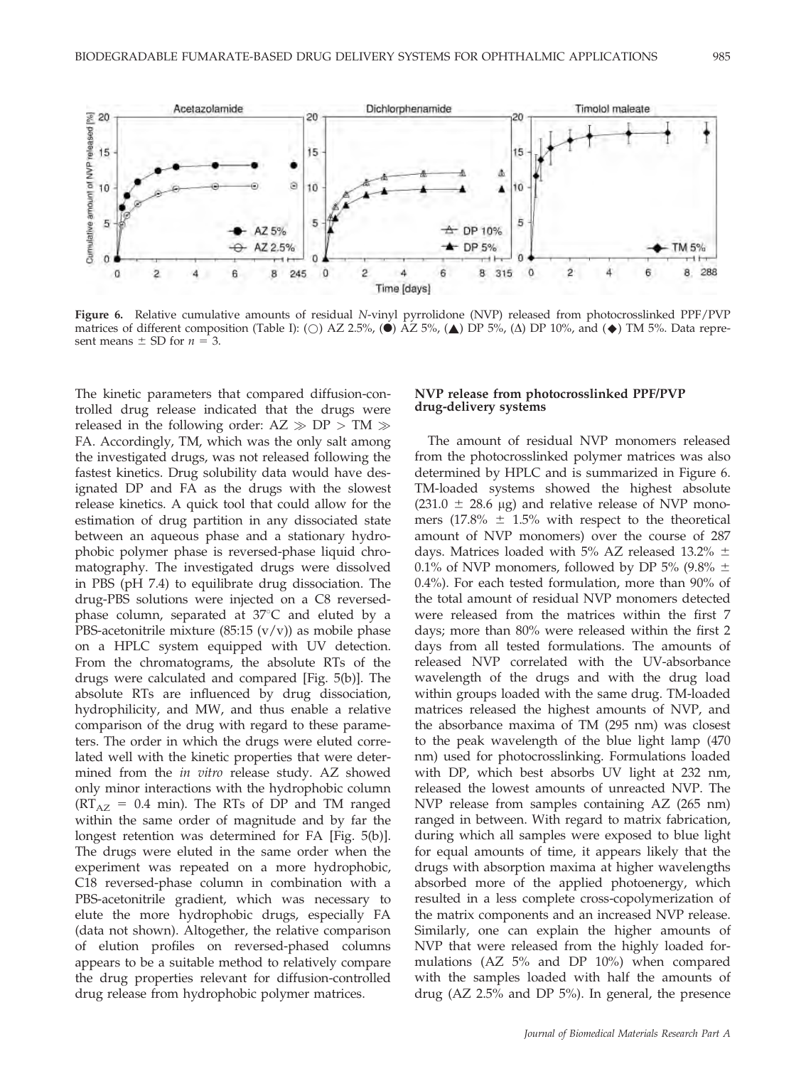**Figure 6.** Relative cumulative amounts of residual *N*-vinyl pyrrolidone (NVP) released from photocrosslinked PPF/PVP matrices of different composition (Table I): (○) AZ 2.5%, (●) AZ 5%, (▲) DP 5%, (Δ) DP 10%, and (◆) TM 5%. Data represent means ± SD for $n = 3$.

The kinetic parameters that compared diffusion-controlled drug release indicated that the drugs were released in the following order: AZ ≫ DP > TM ≫ FA. Accordingly, TM, which was the only salt among the investigated drugs, was not released following the fastest kinetics. Drug solubility data would have designated DP and FA as the drugs with the slowest release kinetics. A quick tool that could allow for the estimation of drug partition in any dissociated state between an aqueous phase and a stationary hydrophobic polymer phase is reversed-phase liquid chromatography. The investigated drugs were dissolved in PBS (pH 7.4) to equilibrate drug dissociation. The drug-PBS solutions were injected on a C8 reversed-phase column, separated at 37°C and eluted by a PBS-acetonitrile mixture (85:15 (v/v)) as mobile phase on a HPLC system equipped with UV detection. From the chromatograms, the absolute RTs of the drugs were calculated and compared [Fig. 5(b)]. The absolute RTs are influenced by drug dissociation, hydrophilicity, and MW, and thus enable a relative comparison of the drug with regard to these parameters. The order in which the drugs were eluted correlated well with the kinetic properties that were determined from the *in vitro* release study. AZ showed only minor interactions with the hydrophobic column ($RT_{AZ}$ = 0.4 min). The RTs of DP and TM ranged within the same order of magnitude and by far the longest retention was determined for FA [Fig. 5(b)]. The drugs were eluted in the same order when the experiment was repeated on a more hydrophobic, C18 reversed-phase column in combination with a PBS-acetonitrile gradient, which was necessary to elute the more hydrophobic drugs, especially FA (data not shown). Altogether, the relative comparison of elution profiles on reversed-phased columns appears to be a suitable method to relatively compare the drug properties relevant for diffusion-controlled drug release from hydrophobic polymer matrices.

## NVP release from photocrosslinked PPF/PVP drug-delivery systems

The amount of residual NVP monomers released from the photocrosslinked polymer matrices was also determined by HPLC and is summarized in Figure 6. TM-loaded systems showed the highest absolute (231.0 ± 28.6 μg) and relative release of NVP monomers (17.8% ± 1.5% with respect to the theoretical amount of NVP monomers) over the course of 287 days. Matrices loaded with 5% AZ released 13.2% ± 0.1% of NVP monomers, followed by DP 5% (9.8% ± 0.4%). For each tested formulation, more than 90% of the total amount of residual NVP monomers detected were released from the matrices within the first 7 days; more than 80% were released within the first 2 days from all tested formulations. The amounts of released NVP correlated with the UV-absorbance wavelength of the drugs and with the drug load within groups loaded with the same drug. TM-loaded matrices released the highest amounts of NVP, and the absorbance maxima of TM (295 nm) was closest to the peak wavelength of the blue light lamp (470 nm) used for photocrosslinking. Formulations loaded with DP, which best absorbs UV light at 232 nm, released the lowest amounts of unreacted NVP. The NVP release from samples containing AZ (265 nm) ranged in between. With regard to matrix fabrication, during which all samples were exposed to blue light for equal amounts of time, it appears likely that the drugs with absorption maxima at higher wavelengths absorbed more of the applied photoenergy, which resulted in a less complete cross-copolymerization of the matrix components and an increased NVP release. Similarly, one can explain the higher amounts of NVP that were released from the highly loaded formulations (AZ 5% and DP 10%) when compared with the samples loaded with half the amounts of drug (AZ 2.5% and DP 5%). In general, the presence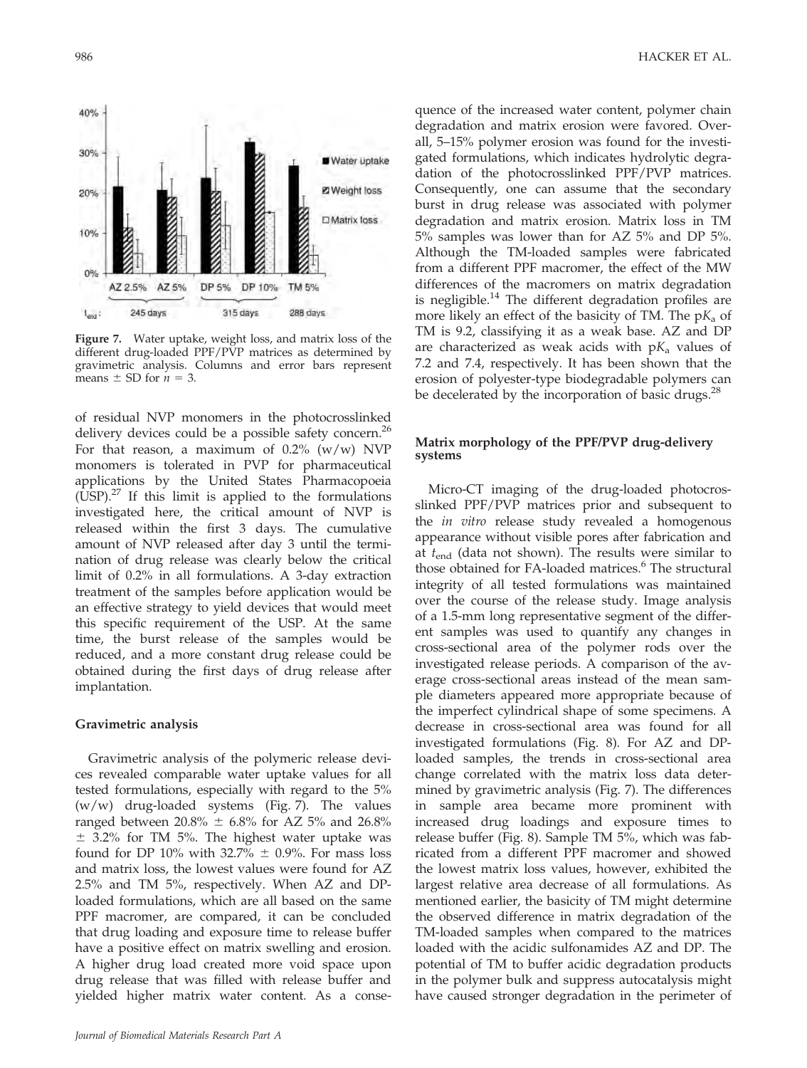**Figure 7.** Water uptake, weight loss, and matrix loss of the different drug-loaded PPF/PVP matrices as determined by gravimetric analysis. Columns and error bars represent means ± SD for $n = 3$.

of residual NVP monomers in the photocrosslinked delivery devices could be a possible safety concern.[26] For that reason, a maximum of 0.2% (w/w) NVP monomers is tolerated in PVP for pharmaceutical applications by the United States Pharmacopoeia (USP).[27] If this limit is applied to the formulations investigated here, the critical amount of NVP is released within the first 3 days. The cumulative amount of NVP released after day 3 until the termination of drug release was clearly below the critical limit of 0.2% in all formulations. A 3-day extraction treatment of the samples before application would be an effective strategy to yield devices that would meet this specific requirement of the USP. At the same time, the burst release of the samples would be reduced, and a more constant drug release could be obtained during the first days of drug release after implantation.

### Gravimetric analysis

Gravimetric analysis of the polymeric release devices revealed comparable water uptake values for all tested formulations, especially with regard to the 5% (w/w) drug-loaded systems (Fig. 7). The values ranged between 20.8% ± 6.8% for AZ 5% and 26.8% ± 3.2% for TM 5%. The highest water uptake was found for DP 10% with 32.7% ± 0.9%. For mass loss and matrix loss, the lowest values were found for AZ 2.5% and TM 5%, respectively. When AZ and DP-loaded formulations, which are all based on the same PPF macromer, are compared, it can be concluded that drug loading and exposure time to release buffer have a positive effect on matrix swelling and erosion. A higher drug load created more void space upon drug release that was filled with release buffer and yielded higher matrix water content. As a consequence of the increased water content, polymer chain degradation and matrix erosion were favored. Overall, 5–15% polymer erosion was found for the investigated formulations, which indicates hydrolytic degradation of the photocrosslinked PPF/PVP matrices. Consequently, one can assume that the secondary burst in drug release was associated with polymer degradation and matrix erosion. Matrix loss in TM 5% samples was lower than for AZ 5% and DP 5%. Although the TM-loaded samples were fabricated from a different PPF macromer, the effect of the MW differences of the macromers on matrix degradation is negligible.[14] The different degradation profiles are more likely an effect of the basicity of TM. The $pK_a$ of TM is 9.2, classifying it as a weak base. AZ and DP are characterized as weak acids with $pK_a$ values of 7.2 and 7.4, respectively. It has been shown that the erosion of polyester-type biodegradable polymers can be decelerated by the incorporation of basic drugs.[28]

### Matrix morphology of the PPF/PVP drug-delivery systems

Micro-CT imaging of the drug-loaded photocrosslinked PPF/PVP matrices prior and subsequent to the *in vitro* release study revealed a homogenous appearance without visible pores after fabrication and at $t_{end}$ (data not shown). The results were similar to those obtained for FA-loaded matrices.[6] The structural integrity of all tested formulations was maintained over the course of the release study. Image analysis of a 1.5-mm long representative segment of the different samples was used to quantify any changes in cross-sectional area of the polymer rods over the investigated release periods. A comparison of the average cross-sectional areas instead of the mean sample diameters appeared more appropriate because of the imperfect cylindrical shape of some specimens. A decrease in cross-sectional area was found for all investigated formulations (Fig. 8). For AZ and DP-loaded samples, the trends in cross-sectional area change correlated with the matrix loss data determined by gravimetric analysis (Fig. 7). The differences in sample area became more prominent with increased drug loadings and exposure times to release buffer (Fig. 8). Sample TM 5%, which was fabricated from a different PPF macromer and showed the lowest matrix loss values, however, exhibited the largest relative area decrease of all formulations. As mentioned earlier, the basicity of TM might determine the observed difference in matrix degradation of the TM-loaded samples when compared to the matrices loaded with the acidic sulfonamides AZ and DP. The potential of TM to buffer acidic degradation products in the polymer bulk and suppress autocatalysis might have caused stronger degradation in the perimeter of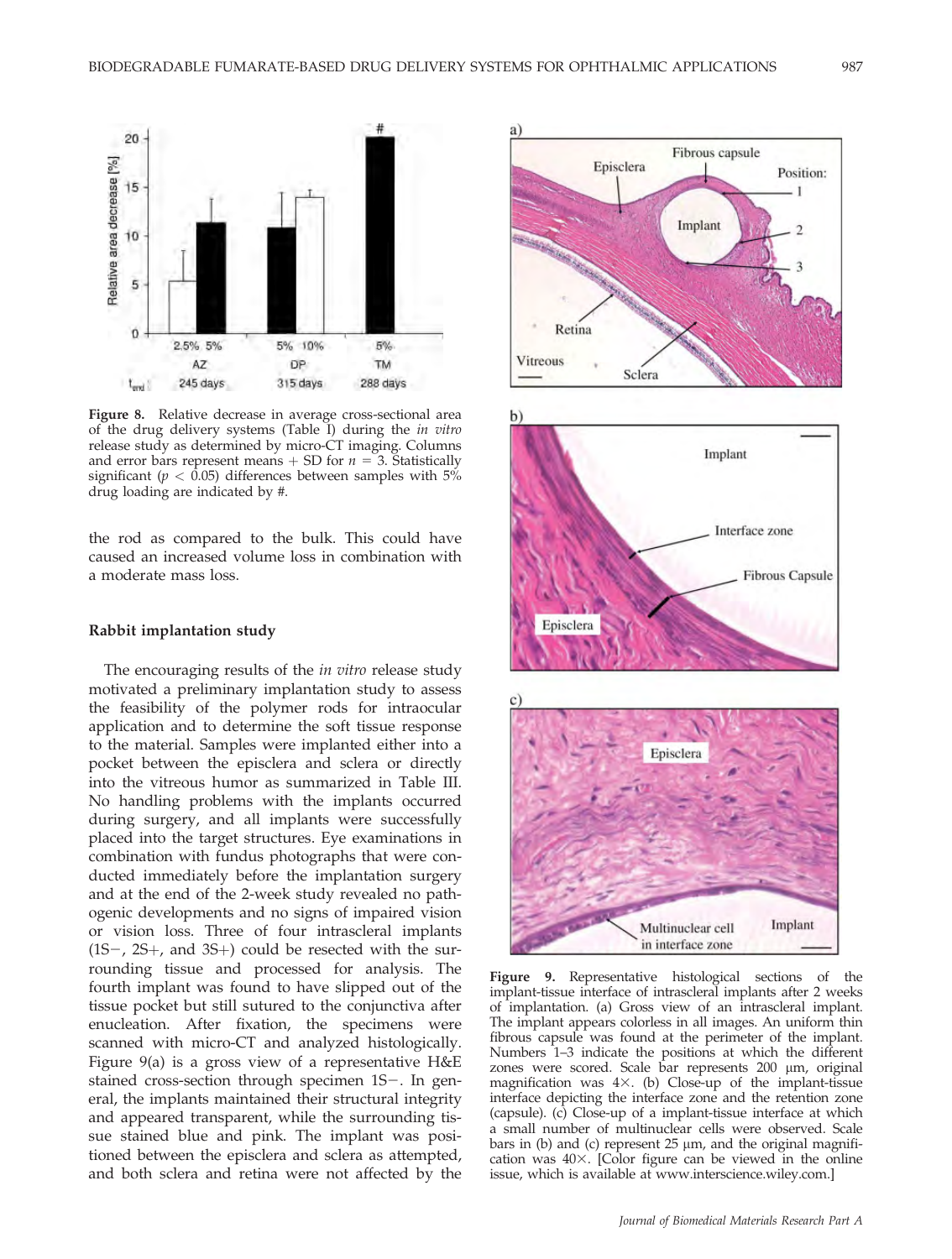Figure 8. Relative decrease in average cross-sectional area of the drug delivery systems (Table I) during the *in vitro* release study as determined by micro-CT imaging. Columns and error bars represent means + SD for $n = 3$. Statistically significant ($p < 0.05$) differences between samples with 5% drug loading are indicated by #.

the rod as compared to the bulk. This could have caused an increased volume loss in combination with a moderate mass loss.

### Rabbit implantation study

The encouraging results of the *in vitro* release study motivated a preliminary implantation study to assess the feasibility of the polymer rods for intraocular application and to determine the soft tissue response to the material. Samples were implanted either into a pocket between the episclera and sclera or directly into the vitreous humor as summarized in Table III. No handling problems with the implants occurred during surgery, and all implants were successfully placed into the target structures. Eye examinations in combination with fundus photographs that were conducted immediately before the implantation surgery and at the end of the 2-week study revealed no pathogenic developments and no signs of impaired vision or vision loss. Three of four intrascleral implants (1S−, 2S+, and 3S+) could be resected with the surrounding tissue and processed for analysis. The fourth implant was found to have slipped out of the tissue pocket but still sutured to the conjunctiva after enucleation. After fixation, the specimens were scanned with micro-CT and analyzed histologically. Figure 9(a) is a gross view of a representative H&E stained cross-section through specimen 1S−. In general, the implants maintained their structural integrity and appeared transparent, while the surrounding tissue stained blue and pink. The implant was positioned between the episclera and sclera as attempted, and both sclera and retina were not affected by the

Figure 9. Representative histological sections of the implant-tissue interface of intrascleral implants after 2 weeks of implantation. (a) Gross view of an intrascleral implant. The implant appears colorless in all images. An uniform thin fibrous capsule was found at the perimeter of the implant. Numbers 1–3 indicate the positions at which the different zones were scored. Scale bar represents 200 μm, original magnification was 4×. (b) Close-up of the implant-tissue interface depicting the interface zone and the retention zone (capsule). (c) Close-up of a implant-tissue interface at which a small number of multinuclear cells were observed. Scale bars in (b) and (c) represent 25 μm, and the original magnification was 40×. [Color figure can be viewed in the online issue, which is available at www.interscience.wiley.com.]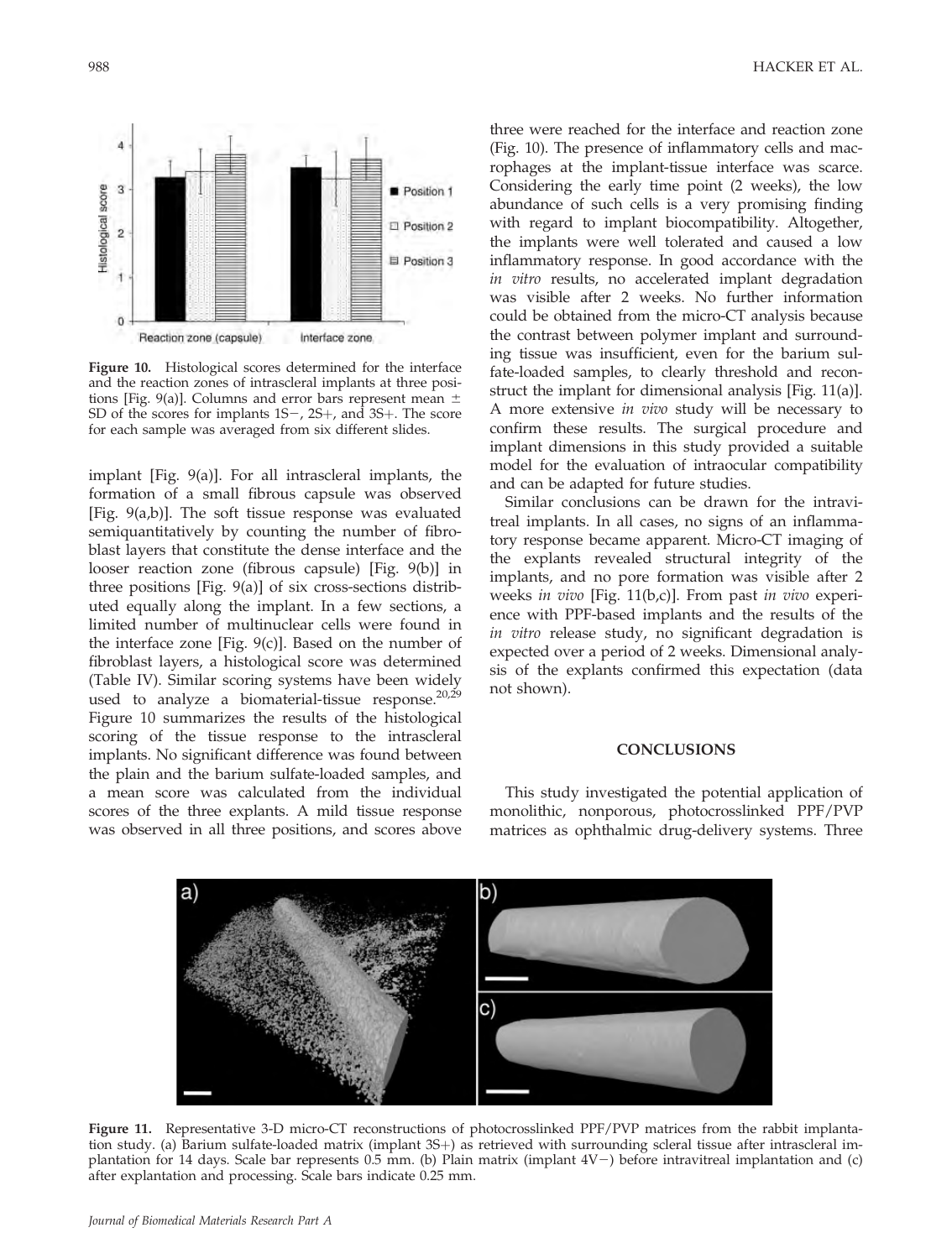Figure 10. Histological scores determined for the interface and the reaction zones of intrascleral implants at three positions [Fig. 9(a)]. Columns and error bars represent mean ± SD of the scores for implants 1S−, 2S+, and 3S+. The score for each sample was averaged from six different slides.

implant [Fig. 9(a)]. For all intrascleral implants, the formation of a small fibrous capsule was observed [Fig. 9(a,b)]. The soft tissue response was evaluated semiquantitatively by counting the number of fibroblast layers that constitute the dense interface and the looser reaction zone (fibrous capsule) [Fig. 9(b)] in three positions [Fig. 9(a)] of six cross-sections distributed equally along the implant. In a few sections, a limited number of multinuclear cells were found in the interface zone [Fig. 9(c)]. Based on the number of fibroblast layers, a histological score was determined (Table IV). Similar scoring systems have been widely used to analyze a biomaterial-tissue response.[20,29] Figure 10 summarizes the results of the histological scoring of the tissue response to the intrascleral implants. No significant difference was found between the plain and the barium sulfate-loaded samples, and a mean score was calculated from the individual scores of the three explants. A mild tissue response was observed in all three positions, and scores above three were reached for the interface and reaction zone (Fig. 10). The presence of inflammatory cells and macrophages at the implant-tissue interface was scarce. Considering the early time point (2 weeks), the low abundance of such cells is a very promising finding with regard to implant biocompatibility. Altogether, the implants were well tolerated and caused a low inflammatory response. In good accordance with the *in vitro* results, no accelerated implant degradation was visible after 2 weeks. No further information could be obtained from the micro-CT analysis because the contrast between polymer implant and surrounding tissue was insufficient, even for the barium sulfate-loaded samples, to clearly threshold and reconstruct the implant for dimensional analysis [Fig. 11(a)]. A more extensive *in vivo* study will be necessary to confirm these results. The surgical procedure and implant dimensions in this study provided a suitable model for the evaluation of intraocular compatibility and can be adapted for future studies.

Similar conclusions can be drawn for the intravitreal implants. In all cases, no signs of an inflammatory response became apparent. Micro-CT imaging of the explants revealed structural integrity of the implants, and no pore formation was visible after 2 weeks *in vivo* [Fig. 11(b,c)]. From past *in vivo* experience with PPF-based implants and the results of the *in vitro* release study, no significant degradation is expected over a period of 2 weeks. Dimensional analysis of the explants confirmed this expectation (data not shown).

## CONCLUSIONS

This study investigated the potential application of monolithic, nonporous, photocrosslinked PPF/PVP matrices as ophthalmic drug-delivery systems. Three

Figure 11. Representative 3-D micro-CT reconstructions of photocrosslinked PPF/PVP matrices from the rabbit implantation study. (a) Barium sulfate-loaded matrix (implant 3S+) as retrieved with surrounding scleral tissue after intrascleral implantation for 14 days. Scale bar represents 0.5 mm. (b) Plain matrix (implant 4V−) before intravitreal implantation and (c) after explantation and processing. Scale bars indicate 0.25 mm.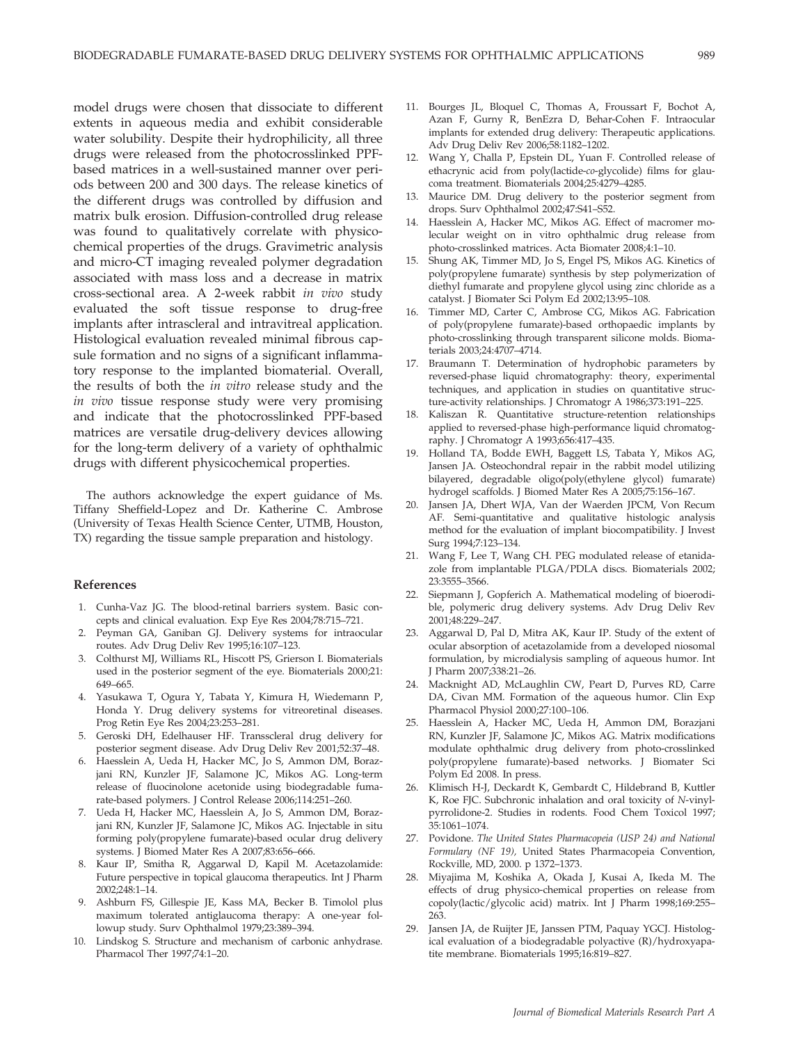model drugs were chosen that dissociate to different extents in aqueous media and exhibit considerable water solubility. Despite their hydrophilicity, all three drugs were released from the photocrosslinked PPF-based matrices in a well-sustained manner over periods between 200 and 300 days. The release kinetics of the different drugs was controlled by diffusion and matrix bulk erosion. Diffusion-controlled drug release was found to qualitatively correlate with physicochemical properties of the drugs. Gravimetric analysis and micro-CT imaging revealed polymer degradation associated with mass loss and a decrease in matrix cross-sectional area. A 2-week rabbit *in vivo* study evaluated the soft tissue response to drug-free implants after intrascleral and intravitreal application. Histological evaluation revealed minimal fibrous capsule formation and no signs of a significant inflammatory response to the implanted biomaterial. Overall, the results of both the *in vitro* release study and the *in vivo* tissue response study were very promising and indicate that the photocrosslinked PPF-based matrices are versatile drug-delivery devices allowing for the long-term delivery of a variety of ophthalmic drugs with different physicochemical properties.

The authors acknowledge the expert guidance of Ms. Tiffany Sheffield-Lopez and Dr. Katherine C. Ambrose (University of Texas Health Science Center, UTMB, Houston, TX) regarding the tissue sample preparation and histology.

## References

1. Cunha-Vaz JG. The blood-retinal barriers system. Basic concepts and clinical evaluation. Exp Eye Res 2004;78:715–721.
2. Peyman GA, Ganiban GJ. Delivery systems for intraocular routes. Adv Drug Deliv Rev 1995;16:107–123.
3. Colthurst MJ, Williams RL, Hiscott PS, Grierson I. Biomaterials used in the posterior segment of the eye. Biomaterials 2000;21: 649–665.
4. Yasukawa T, Ogura Y, Tabata Y, Kimura H, Wiedemann P, Honda Y. Drug delivery systems for vitreoretinal diseases. Prog Retin Eye Res 2004;23:253–281.
5. Geroski DH, Edelhauser HF. Transscleral drug delivery for posterior segment disease. Adv Drug Deliv Rev 2001;52:37–48.
6. Haesslein A, Ueda H, Hacker MC, Jo S, Ammon DM, Borazjani RN, Kunzler JF, Salamone JC, Mikos AG. Long-term release of fluocinolone acetonide using biodegradable fumarate-based polymers. J Control Release 2006;114:251–260.
7. Ueda H, Hacker MC, Haesslein A, Jo S, Ammon DM, Borazjani RN, Kunzler JF, Salamone JC, Mikos AG. Injectable in situ forming poly(propylene fumarate)-based ocular drug delivery systems. J Biomed Mater Res A 2007;83:656–666.
8. Kaur IP, Smitha R, Aggarwal D, Kapil M. Acetazolamide: Future perspective in topical glaucoma therapeutics. Int J Pharm 2002;248:1–14.
9. Ashburn FS, Gillespie JE, Kass MA, Becker B. Timolol plus maximum tolerated antiglaucoma therapy: A one-year followup study. Surv Ophthalmol 1979;23:389–394.
10. Lindskog S. Structure and mechanism of carbonic anhydrase. Pharmacol Ther 1997;74:1–20.
11. Bourges JL, Bloquel C, Thomas A, Froussart F, Bochot A, Azan F, Gurny R, BenEzra D, Behar-Cohen F. Intraocular implants for extended drug delivery: Therapeutic applications. Adv Drug Deliv Rev 2006;58:1182–1202.
12. Wang Y, Challa P, Epstein DL, Yuan F. Controlled release of ethacrynic acid from poly(lactide-*co*-glycolide) films for glaucoma treatment. Biomaterials 2004;25:4279–4285.
13. Maurice DM. Drug delivery to the posterior segment from drops. Surv Ophthalmol 2002;47:S41–S52.
14. Haesslein A, Hacker MC, Mikos AG. Effect of macromer molecular weight on in vitro ophthalmic drug release from photo-crosslinked matrices. Acta Biomater 2008;4:1–10.
15. Shung AK, Timmer MD, Jo S, Engel PS, Mikos AG. Kinetics of poly(propylene fumarate) synthesis by step polymerization of diethyl fumarate and propylene glycol using zinc chloride as a catalyst. J Biomater Sci Polym Ed 2002;13:95–108.
16. Timmer MD, Carter C, Ambrose CG, Mikos AG. Fabrication of poly(propylene fumarate)-based orthopaedic implants by photo-crosslinking through transparent silicone molds. Biomaterials 2003;24:4707–4714.
17. Braumann T. Determination of hydrophobic parameters by reversed-phase liquid chromatography: theory, experimental techniques, and application in studies on quantitative structure-activity relationships. J Chromatogr A 1986;373:191–225.
18. Kaliszan R. Quantitative structure-retention relationships applied to reversed-phase high-performance liquid chromatography. J Chromatogr A 1993;656:417–435.
19. Holland TA, Bodde EWH, Baggett LS, Tabata Y, Mikos AG, Jansen JA. Osteochondral repair in the rabbit model utilizing bilayered, degradable oligo(poly(ethylene glycol) fumarate) hydrogel scaffolds. J Biomed Mater Res A 2005;75:156–167.
20. Jansen JA, Dhert WJA, Van der Waerden JPCM, Von Recum AF. Semi-quantitative and qualitative histologic analysis method for the evaluation of implant biocompatibility. J Invest Surg 1994;7:123–134.
21. Wang F, Lee T, Wang CH. PEG modulated release of etanidazole from implantable PLGA/PDLA discs. Biomaterials 2002; 23:3555–3566.
22. Siepmann J, Gopferich A. Mathematical modeling of bioerodible, polymeric drug delivery systems. Adv Drug Deliv Rev 2001;48:229–247.
23. Aggarwal D, Pal D, Mitra AK, Kaur IP. Study of the extent of ocular absorption of acetazolamide from a developed niosomal formulation, by microdialysis sampling of aqueous humor. Int J Pharm 2007;338:21–26.
24. Macknight AD, McLaughlin CW, Peart D, Purves RD, Carre DA, Civan MM. Formation of the aqueous humor. Clin Exp Pharmacol Physiol 2000;27:100–106.
25. Haesslein A, Hacker MC, Ueda H, Ammon DM, Borazjani RN, Kunzler JF, Salamone JC, Mikos AG. Matrix modifications modulate ophthalmic drug delivery from photo-crosslinked poly(propylene fumarate)-based networks. J Biomater Sci Polym Ed 2008. In press.
26. Klimisch H-J, Deckardt K, Gembardt C, Hildebrand B, Kuttler K, Roe FJC. Subchronic inhalation and oral toxicity of *N*-vinylpyrrolidone-2. Studies in rodents. Food Chem Toxicol 1997; 35:1061–1074.
27. Povidone. *The United States Pharmacopeia (USP 24) and National Formulary (NF 19),* United States Pharmacopeia Convention, Rockville, MD, 2000. p 1372–1373.
28. Miyajima M, Koshika A, Okada J, Kusai A, Ikeda M. The effects of drug physico-chemical properties on release from copoly(lactic/glycolic acid) matrix. Int J Pharm 1998;169:255–263.
29. Jansen JA, de Ruijter JE, Janssen PTM, Paquay YGCJ. Histological evaluation of a biodegradable polyactive (R)/hydroxyapatite membrane. Biomaterials 1995;16:819–827.